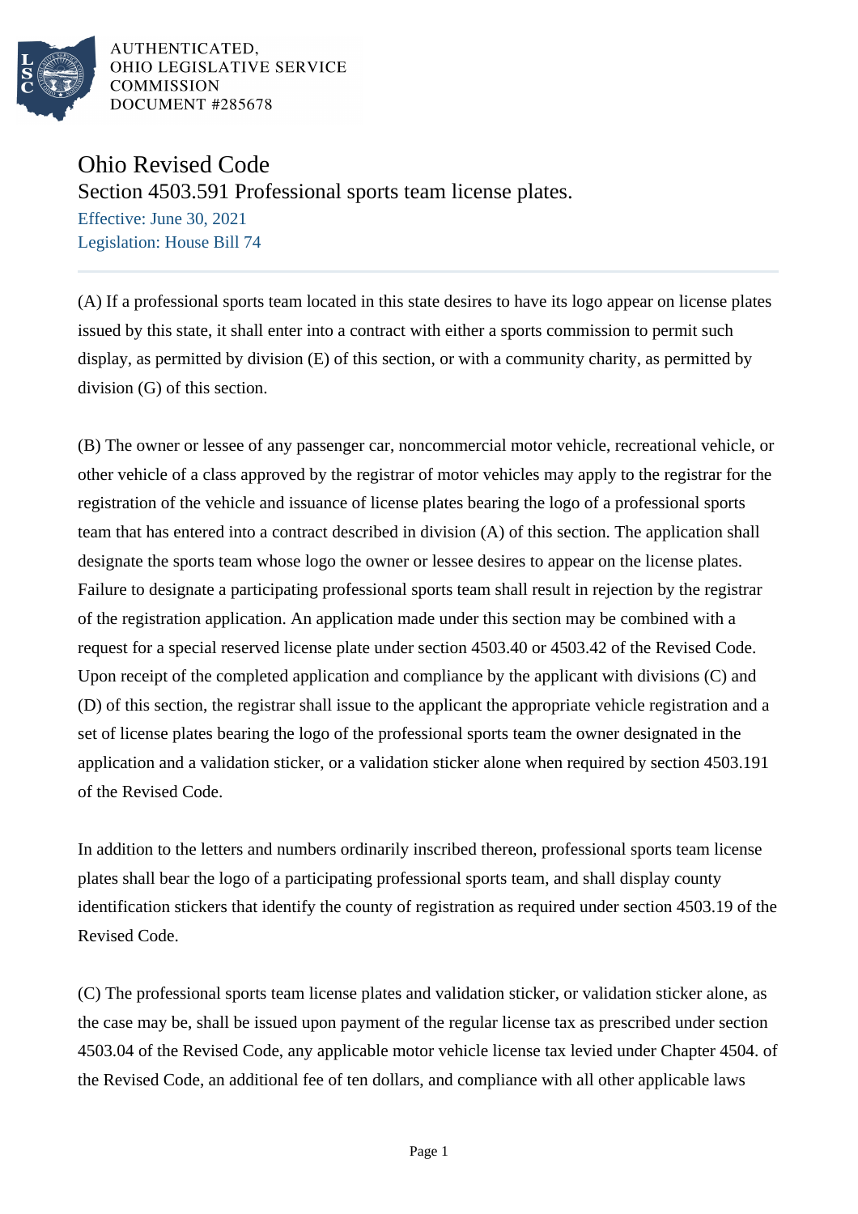AUTHENTICATED,
OHIO LEGISLATIVE SERVICE
COMMISSION
DOCUMENT #285678

# Ohio Revised Code

## Section 4503.591 Professional sports team license plates.

Effective: June 30, 2021

Legislation: House Bill 74

(A) If a professional sports team located in this state desires to have its logo appear on license plates issued by this state, it shall enter into a contract with either a sports commission to permit such display, as permitted by division (E) of this section, or with a community charity, as permitted by division (G) of this section.

(B) The owner or lessee of any passenger car, noncommercial motor vehicle, recreational vehicle, or other vehicle of a class approved by the registrar of motor vehicles may apply to the registrar for the registration of the vehicle and issuance of license plates bearing the logo of a professional sports team that has entered into a contract described in division (A) of this section. The application shall designate the sports team whose logo the owner or lessee desires to appear on the license plates. Failure to designate a participating professional sports team shall result in rejection by the registrar of the registration application. An application made under this section may be combined with a request for a special reserved license plate under section 4503.40 or 4503.42 of the Revised Code. Upon receipt of the completed application and compliance by the applicant with divisions (C) and (D) of this section, the registrar shall issue to the applicant the appropriate vehicle registration and a set of license plates bearing the logo of the professional sports team the owner designated in the application and a validation sticker, or a validation sticker alone when required by section 4503.191 of the Revised Code.

In addition to the letters and numbers ordinarily inscribed thereon, professional sports team license plates shall bear the logo of a participating professional sports team, and shall display county identification stickers that identify the county of registration as required under section 4503.19 of the Revised Code.

(C) The professional sports team license plates and validation sticker, or validation sticker alone, as the case may be, shall be issued upon payment of the regular license tax as prescribed under section 4503.04 of the Revised Code, any applicable motor vehicle license tax levied under Chapter 4504. of the Revised Code, an additional fee of ten dollars, and compliance with all other applicable laws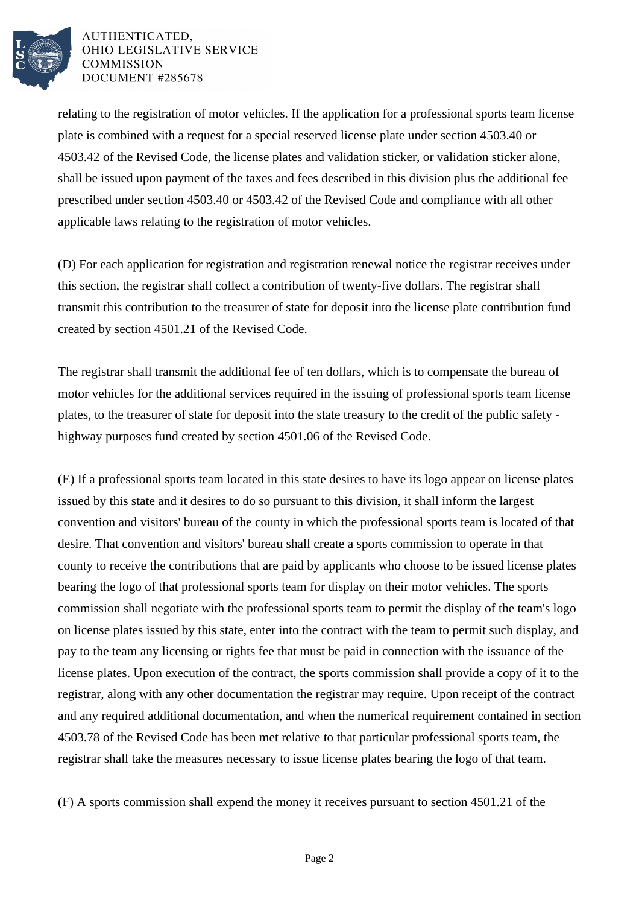relating to the registration of motor vehicles. If the application for a professional sports team license plate is combined with a request for a special reserved license plate under section 4503.40 or 4503.42 of the Revised Code, the license plates and validation sticker, or validation sticker alone, shall be issued upon payment of the taxes and fees described in this division plus the additional fee prescribed under section 4503.40 or 4503.42 of the Revised Code and compliance with all other applicable laws relating to the registration of motor vehicles.

(D) For each application for registration and registration renewal notice the registrar receives under this section, the registrar shall collect a contribution of twenty-five dollars. The registrar shall transmit this contribution to the treasurer of state for deposit into the license plate contribution fund created by section 4501.21 of the Revised Code.

The registrar shall transmit the additional fee of ten dollars, which is to compensate the bureau of motor vehicles for the additional services required in the issuing of professional sports team license plates, to the treasurer of state for deposit into the state treasury to the credit of the public safety - highway purposes fund created by section 4501.06 of the Revised Code.

(E) If a professional sports team located in this state desires to have its logo appear on license plates issued by this state and it desires to do so pursuant to this division, it shall inform the largest convention and visitors' bureau of the county in which the professional sports team is located of that desire. That convention and visitors' bureau shall create a sports commission to operate in that county to receive the contributions that are paid by applicants who choose to be issued license plates bearing the logo of that professional sports team for display on their motor vehicles. The sports commission shall negotiate with the professional sports team to permit the display of the team's logo on license plates issued by this state, enter into the contract with the team to permit such display, and pay to the team any licensing or rights fee that must be paid in connection with the issuance of the license plates. Upon execution of the contract, the sports commission shall provide a copy of it to the registrar, along with any other documentation the registrar may require. Upon receipt of the contract and any required additional documentation, and when the numerical requirement contained in section 4503.78 of the Revised Code has been met relative to that particular professional sports team, the registrar shall take the measures necessary to issue license plates bearing the logo of that team.

(F) A sports commission shall expend the money it receives pursuant to section 4501.21 of the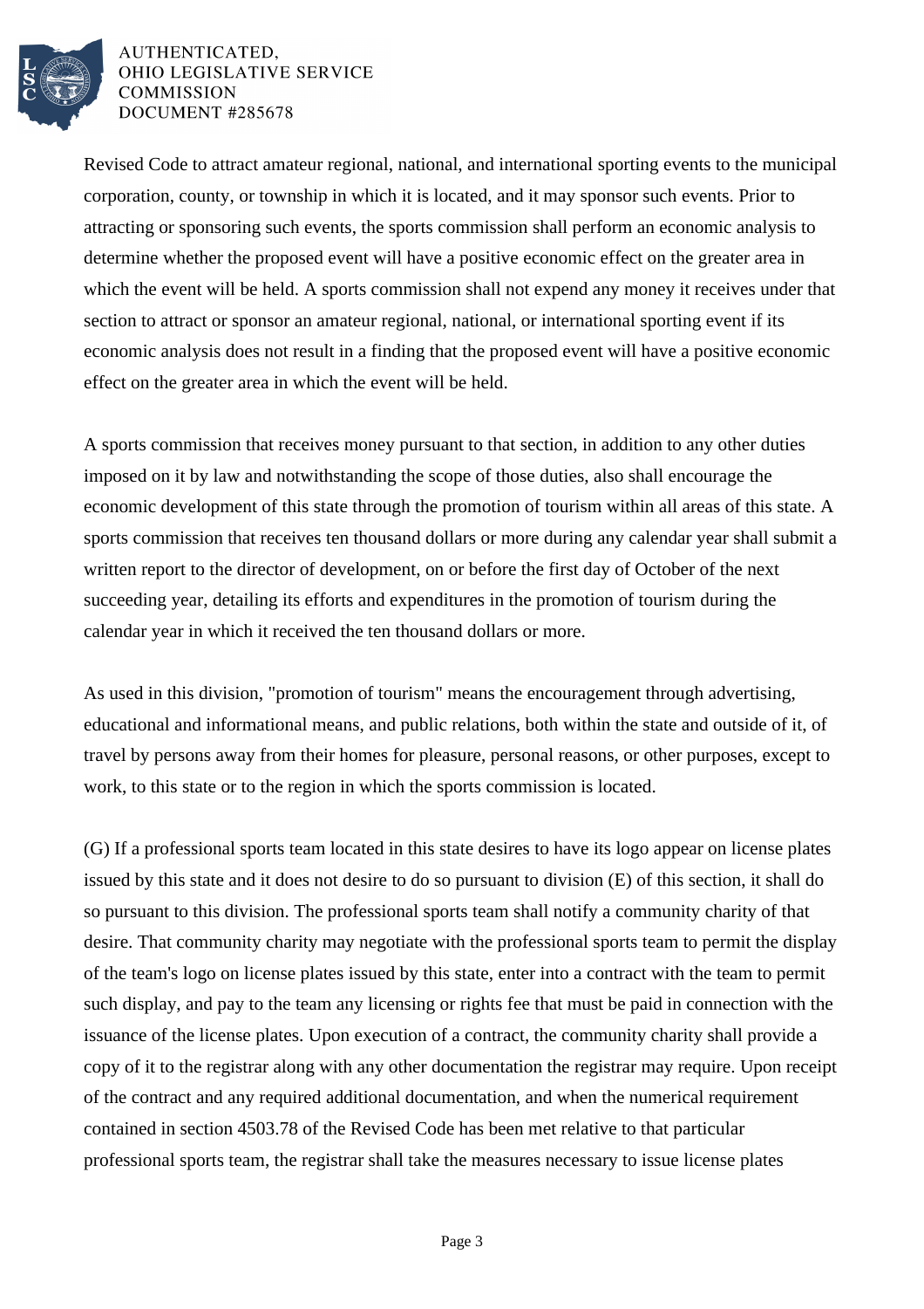Revised Code to attract amateur regional, national, and international sporting events to the municipal corporation, county, or township in which it is located, and it may sponsor such events. Prior to attracting or sponsoring such events, the sports commission shall perform an economic analysis to determine whether the proposed event will have a positive economic effect on the greater area in which the event will be held. A sports commission shall not expend any money it receives under that section to attract or sponsor an amateur regional, national, or international sporting event if its economic analysis does not result in a finding that the proposed event will have a positive economic effect on the greater area in which the event will be held.

A sports commission that receives money pursuant to that section, in addition to any other duties imposed on it by law and notwithstanding the scope of those duties, also shall encourage the economic development of this state through the promotion of tourism within all areas of this state. A sports commission that receives ten thousand dollars or more during any calendar year shall submit a written report to the director of development, on or before the first day of October of the next succeeding year, detailing its efforts and expenditures in the promotion of tourism during the calendar year in which it received the ten thousand dollars or more.

As used in this division, "promotion of tourism" means the encouragement through advertising, educational and informational means, and public relations, both within the state and outside of it, of travel by persons away from their homes for pleasure, personal reasons, or other purposes, except to work, to this state or to the region in which the sports commission is located.

(G) If a professional sports team located in this state desires to have its logo appear on license plates issued by this state and it does not desire to do so pursuant to division (E) of this section, it shall do so pursuant to this division. The professional sports team shall notify a community charity of that desire. That community charity may negotiate with the professional sports team to permit the display of the team's logo on license plates issued by this state, enter into a contract with the team to permit such display, and pay to the team any licensing or rights fee that must be paid in connection with the issuance of the license plates. Upon execution of a contract, the community charity shall provide a copy of it to the registrar along with any other documentation the registrar may require. Upon receipt of the contract and any required additional documentation, and when the numerical requirement contained in section 4503.78 of the Revised Code has been met relative to that particular professional sports team, the registrar shall take the measures necessary to issue license plates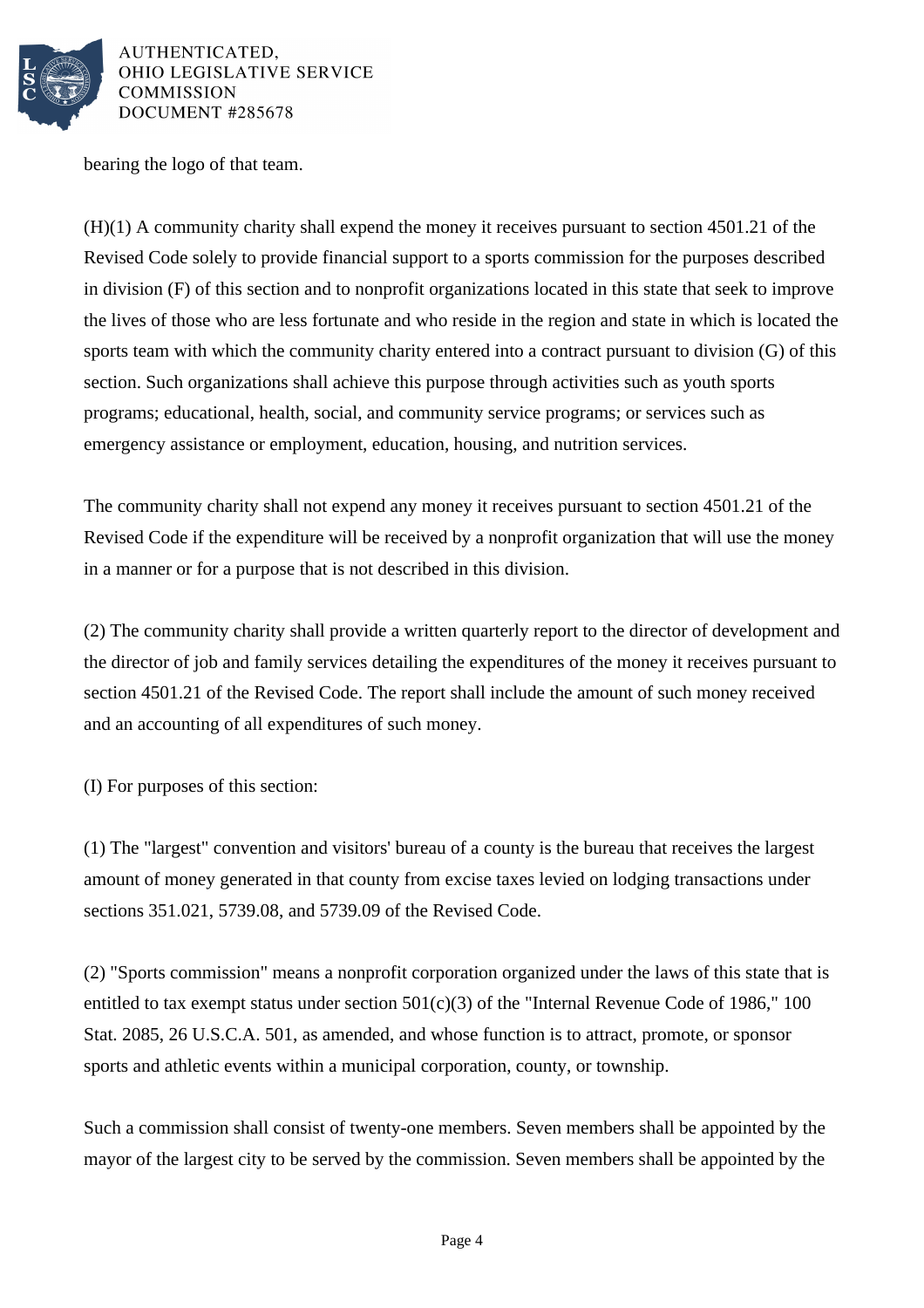bearing the logo of that team.

(H)(1) A community charity shall expend the money it receives pursuant to section 4501.21 of the Revised Code solely to provide financial support to a sports commission for the purposes described in division (F) of this section and to nonprofit organizations located in this state that seek to improve the lives of those who are less fortunate and who reside in the region and state in which is located the sports team with which the community charity entered into a contract pursuant to division (G) of this section. Such organizations shall achieve this purpose through activities such as youth sports programs; educational, health, social, and community service programs; or services such as emergency assistance or employment, education, housing, and nutrition services.

The community charity shall not expend any money it receives pursuant to section 4501.21 of the Revised Code if the expenditure will be received by a nonprofit organization that will use the money in a manner or for a purpose that is not described in this division.

(2) The community charity shall provide a written quarterly report to the director of development and the director of job and family services detailing the expenditures of the money it receives pursuant to section 4501.21 of the Revised Code. The report shall include the amount of such money received and an accounting of all expenditures of such money.

(I) For purposes of this section:

(1) The "largest" convention and visitors' bureau of a county is the bureau that receives the largest amount of money generated in that county from excise taxes levied on lodging transactions under sections 351.021, 5739.08, and 5739.09 of the Revised Code.

(2) "Sports commission" means a nonprofit corporation organized under the laws of this state that is entitled to tax exempt status under section 501(c)(3) of the "Internal Revenue Code of 1986," 100 Stat. 2085, 26 U.S.C.A. 501, as amended, and whose function is to attract, promote, or sponsor sports and athletic events within a municipal corporation, county, or township.

Such a commission shall consist of twenty-one members. Seven members shall be appointed by the mayor of the largest city to be served by the commission. Seven members shall be appointed by the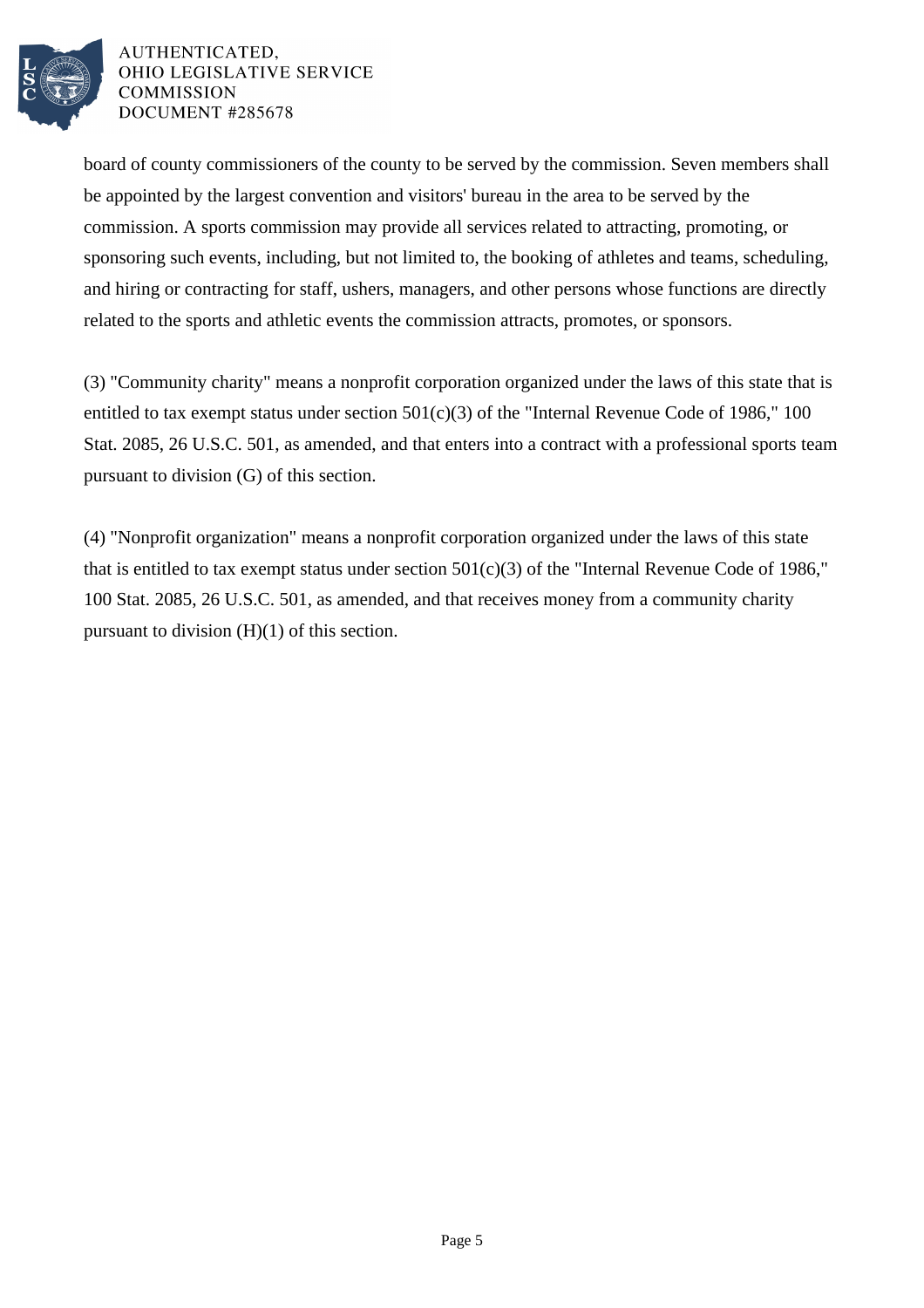board of county commissioners of the county to be served by the commission. Seven members shall be appointed by the largest convention and visitors' bureau in the area to be served by the commission. A sports commission may provide all services related to attracting, promoting, or sponsoring such events, including, but not limited to, the booking of athletes and teams, scheduling, and hiring or contracting for staff, ushers, managers, and other persons whose functions are directly related to the sports and athletic events the commission attracts, promotes, or sponsors.

(3) "Community charity" means a nonprofit corporation organized under the laws of this state that is entitled to tax exempt status under section 501(c)(3) of the "Internal Revenue Code of 1986," 100 Stat. 2085, 26 U.S.C. 501, as amended, and that enters into a contract with a professional sports team pursuant to division (G) of this section.

(4) "Nonprofit organization" means a nonprofit corporation organized under the laws of this state that is entitled to tax exempt status under section 501(c)(3) of the "Internal Revenue Code of 1986," 100 Stat. 2085, 26 U.S.C. 501, as amended, and that receives money from a community charity pursuant to division (H)(1) of this section.